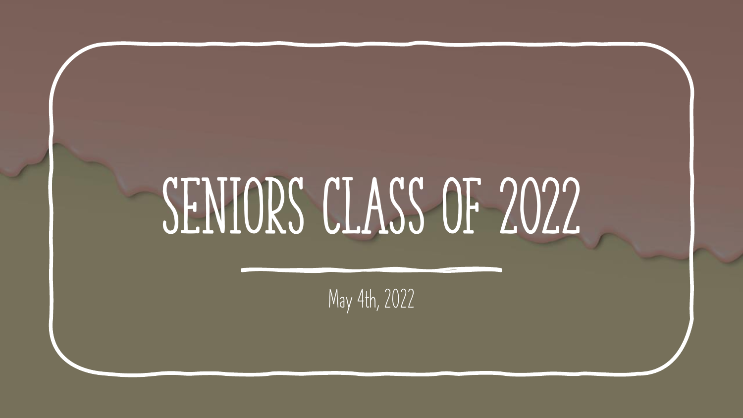# SENIORS CLASS OF 2022

May 4th, 2022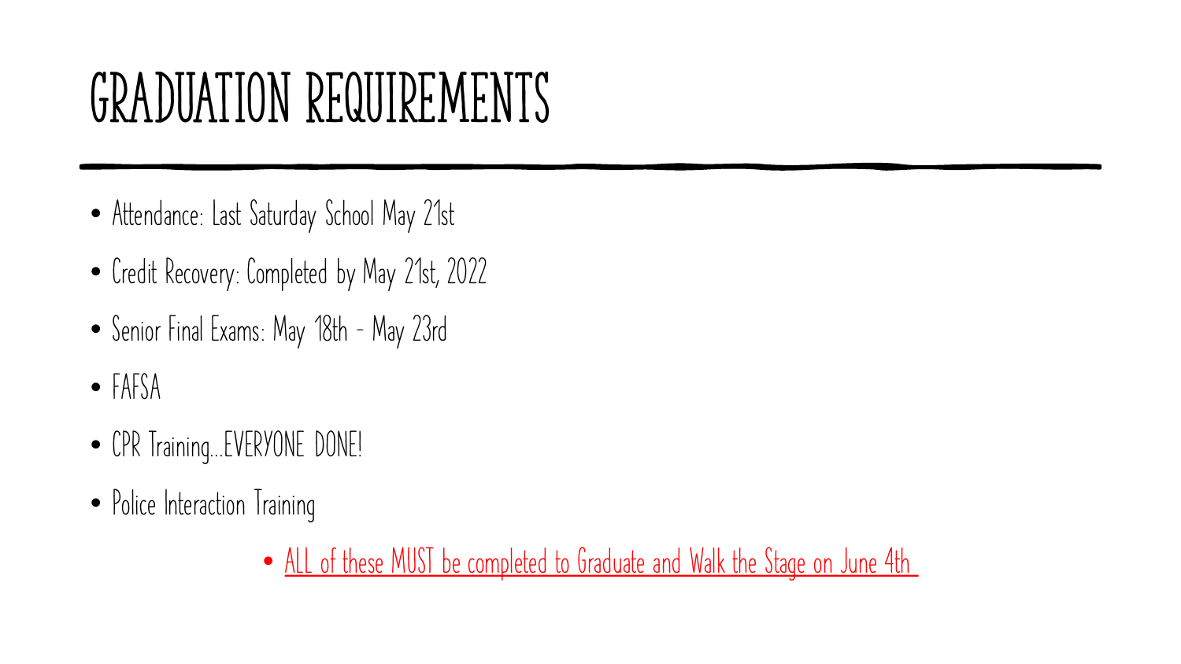# GRADUATION REQUIREMENTS

- Attendance: Last Saturday School May 21st
- Credit Recovery: Completed by May 21st, 2022
- Senior Final Exams: May 18th - May 23rd
- FAFSA
- CPR Training…EVERYONE DONE!
- Police Interaction Training
  - ALL of these MUST be completed to Graduate and Walk the Stage on June 4th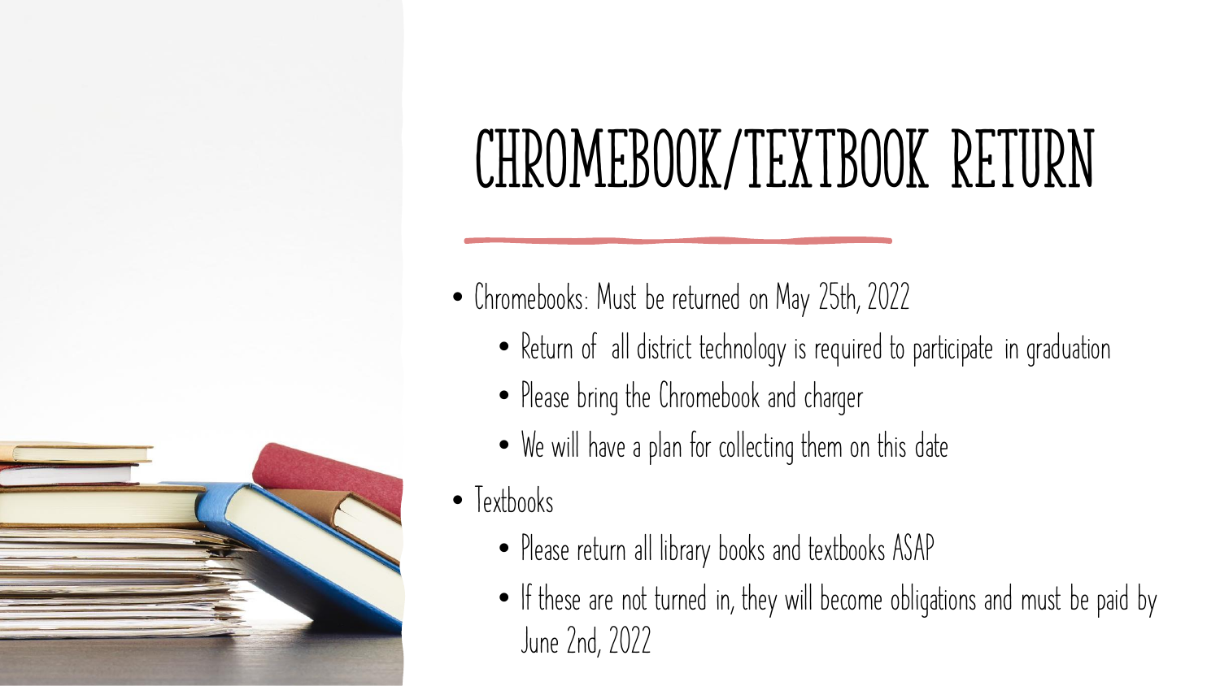# CHROMEBOOK/TEXTBOOK RETURN

- Chromebooks: Must be returned on May 25th, 2022
  - Return of all district technology is required to participate in graduation
  - Please bring the Chromebook and charger
  - We will have a plan for collecting them on this date
- Textbooks
  - Please return all library books and textbooks ASAP
  - If these are not turned in, they will become obligations and must be paid by June 2nd, 2022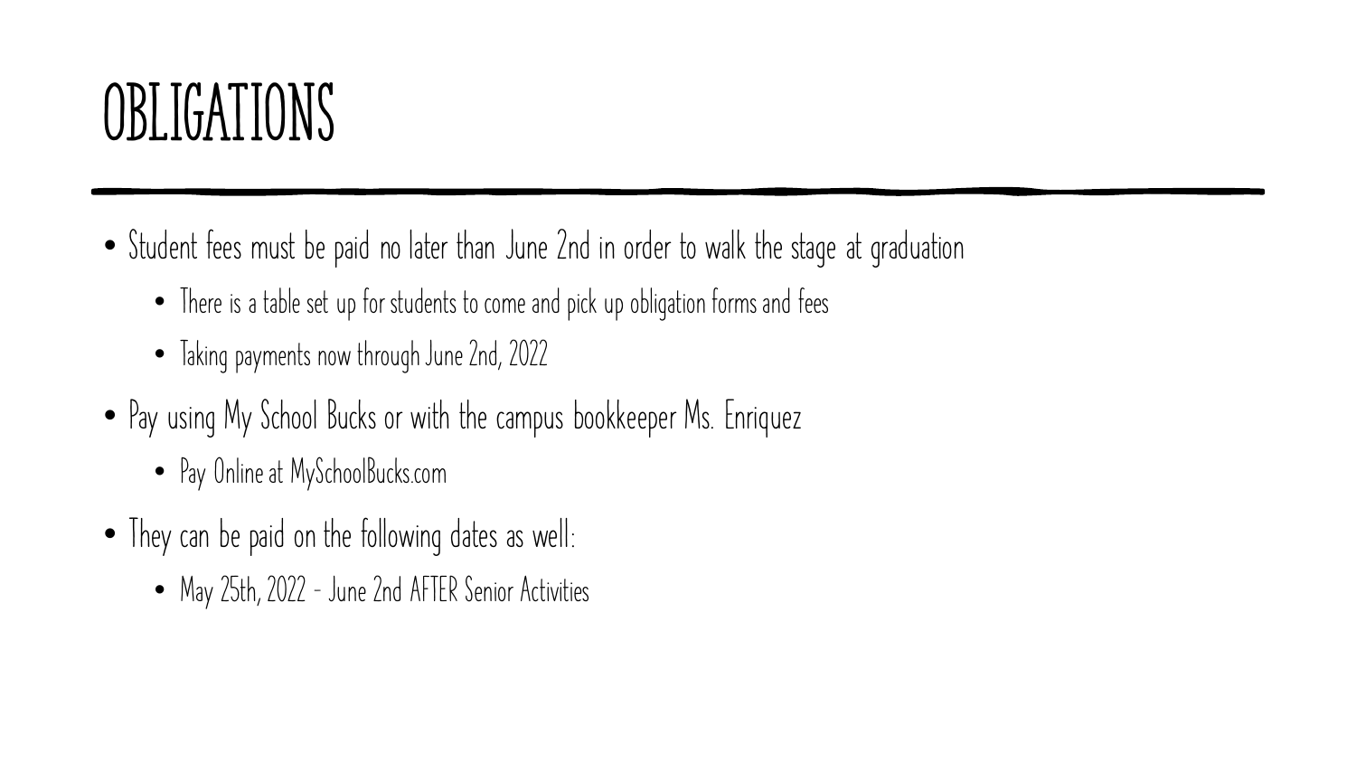# OBLIGATIONS

- Student fees must be paid no later than June 2nd in order to walk the stage at graduation
  - There is a table set up for students to come and pick up obligation forms and fees
  - Taking payments now through June 2nd, 2022
- Pay using My School Bucks or with the campus bookkeeper Ms. Enriquez
  - Pay Online at MySchoolBucks.com
- They can be paid on the following dates as well:
  - May 25th, 2022 - June 2nd AFTER Senior Activities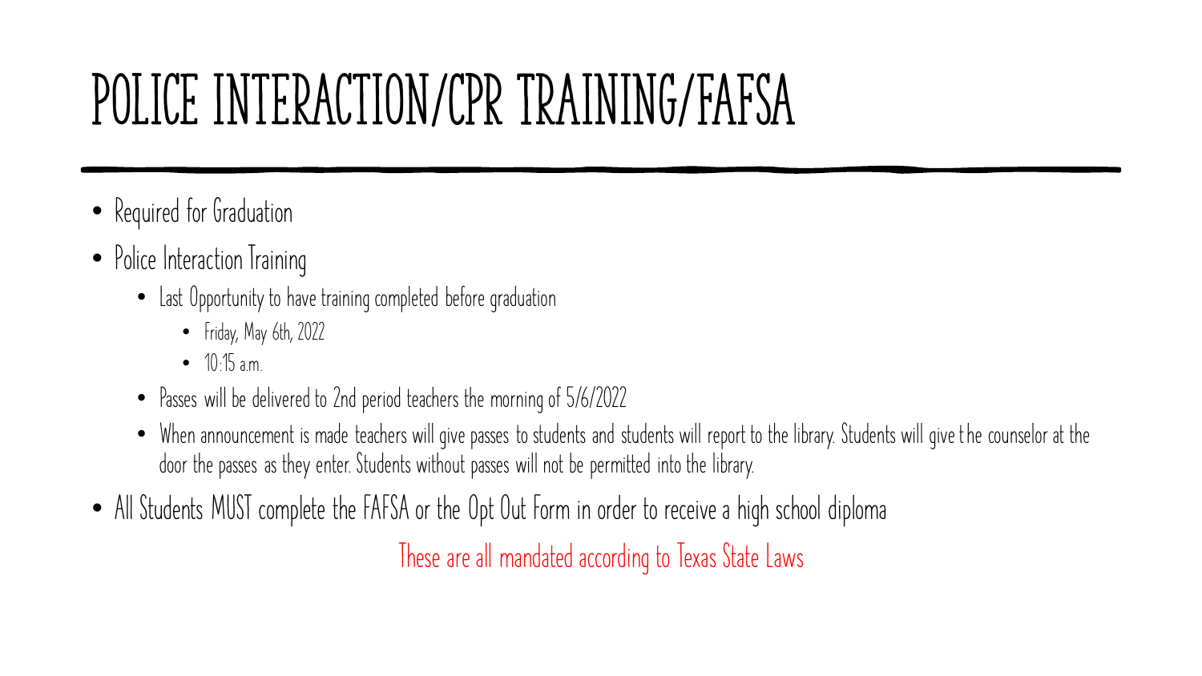# POLICE INTERACTION/CPR TRAINING/FAFSA

- Required for Graduation
- Police Interaction Training
  - Last Opportunity to have training completed before graduation
    - Friday, May 6th, 2022
    - 10:15 a.m.
  - Passes will be delivered to 2nd period teachers the morning of 5/6/2022
  - When announcement is made teachers will give passes to students and students will report to the library. Students will give the counselor at the door the passes as they enter. Students without passes will not be permitted into the library.
- All Students MUST complete the FAFSA or the Opt Out Form in order to receive a high school diploma

These are all mandated according to Texas State Laws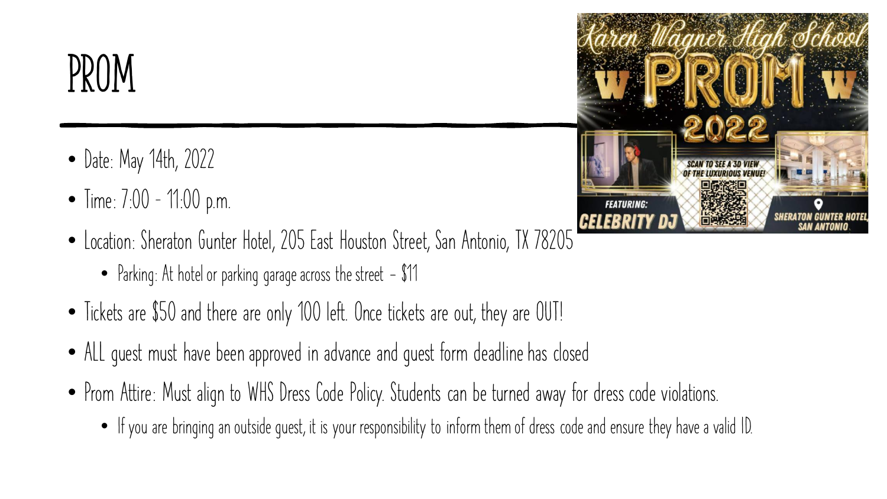# PROM

- Date: May 14th, 2022
- Time: 7:00 - 11:00 p.m.
- Location: Sheraton Gunter Hotel, 205 East Houston Street, San Antonio, TX 78205
  - Parking: At hotel or parking garage across the street - $11
- Tickets are $50 and there are only 100 left. Once tickets are out, they are OUT!
- ALL guest must have been approved in advance and guest form deadline has closed
- Prom Attire: Must align to WHS Dress Code Policy. Students can be turned away for dress code violations.
  - If you are bringing an outside guest, it is your responsibility to inform them of dress code and ensure they have a valid ID.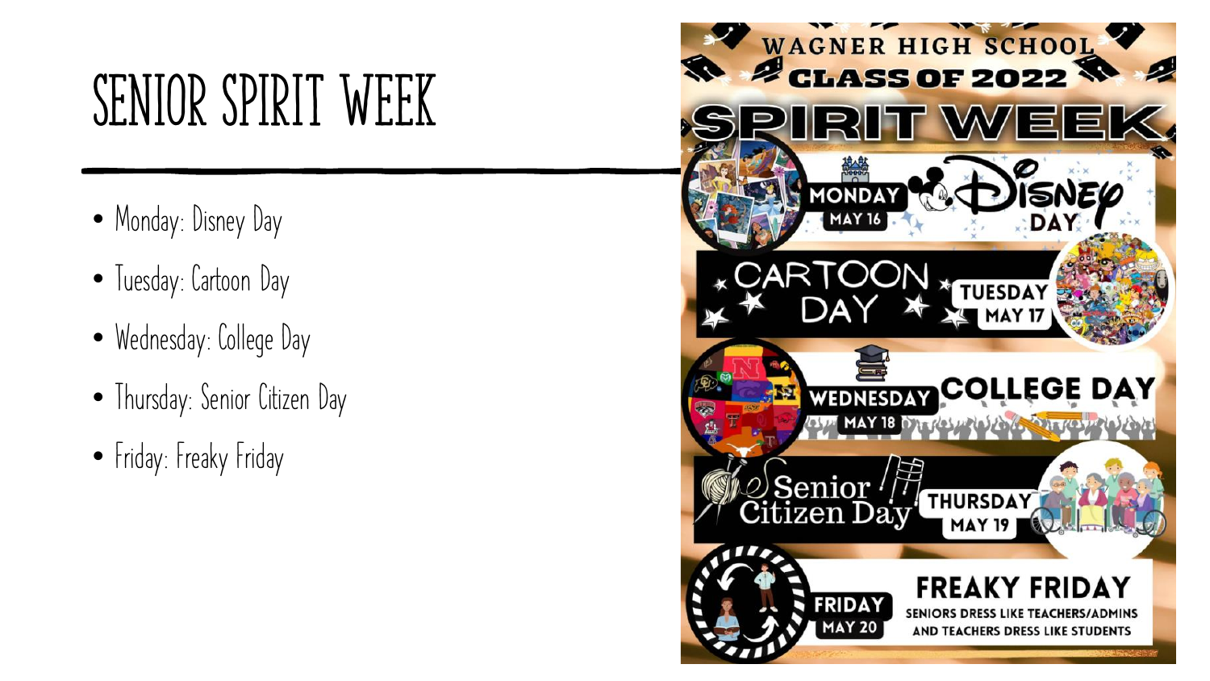# SENIOR SPIRIT WEEK

- Monday: Disney Day
- Tuesday: Cartoon Day
- Wednesday: College Day
- Thursday: Senior Citizen Day
- Friday: Freaky Friday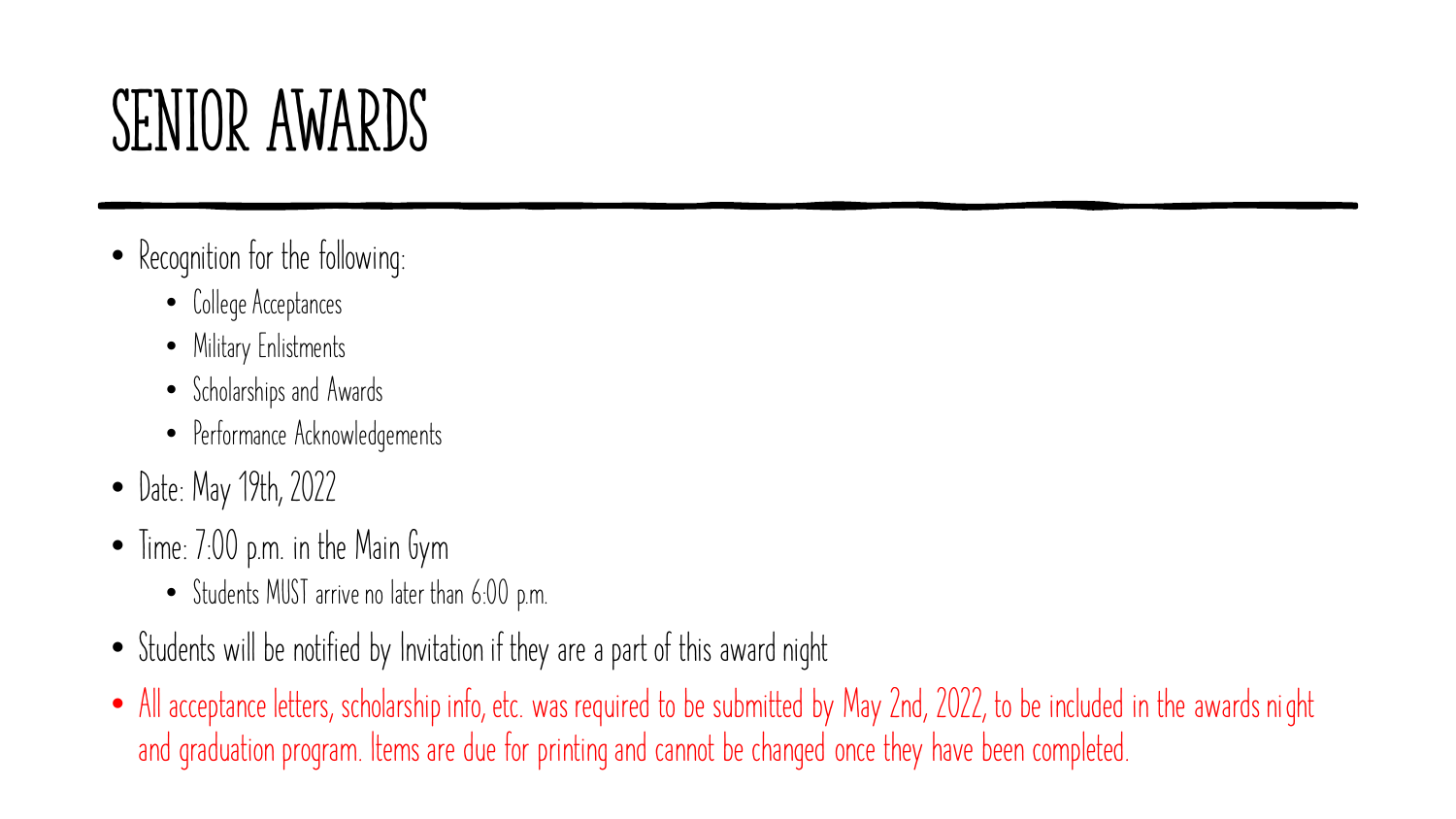# SENIOR AWARDS

- Recognition for the following:
  - College Acceptances
  - Military Enlistments
  - Scholarships and Awards
  - Performance Acknowledgements
- Date: May 19th, 2022
- Time: 7:00 p.m. in the Main Gym
  - Students MUST arrive no later than 6:00 p.m.
- Students will be notified by Invitation if they are a part of this award night
- All acceptance letters, scholarship info, etc. was required to be submitted by May 2nd, 2022, to be included in the awards night and graduation program. Items are due for printing and cannot be changed once they have been completed.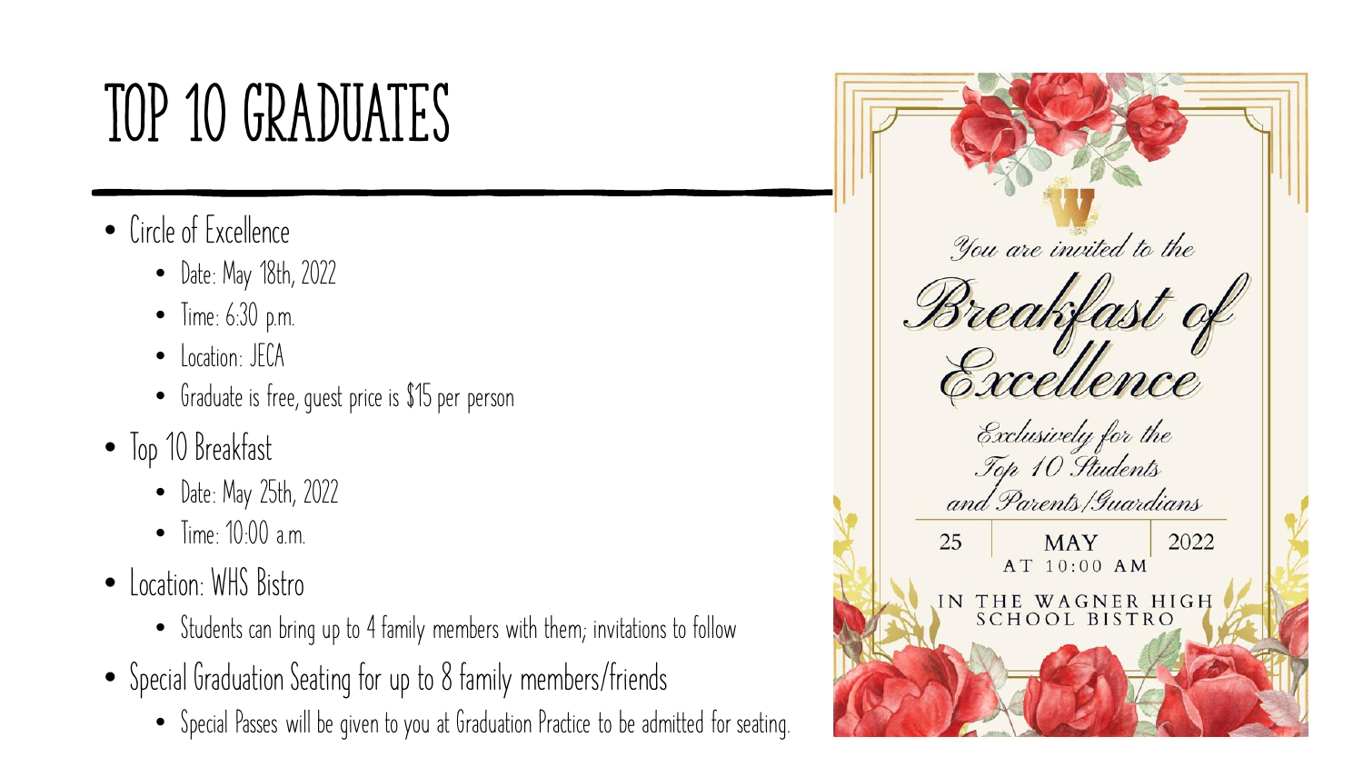# TOP 10 GRADUATES

- Circle of Excellence
  - Date: May 18th, 2022
  - Time: 6:30 p.m.
  - Location: JECA
  - Graduate is free, guest price is $15 per person
- Top 10 Breakfast
  - Date: May 25th, 2022
  - Time: 10:00 a.m.
- Location: WHS Bistro
  - Students can bring up to 4 family members with them; invitations to follow
- Special Graduation Seating for up to 8 family members/friends
  - Special Passes will be given to you at Graduation Practice to be admitted for seating.

*You are invited to the*

*Breakfast of Excellence*

*Exclusively for the Top 10 Students and Parents/Guardians*

25 | MAY | 2022

AT 10:00 AM

IN THE WAGNER HIGH SCHOOL BISTRO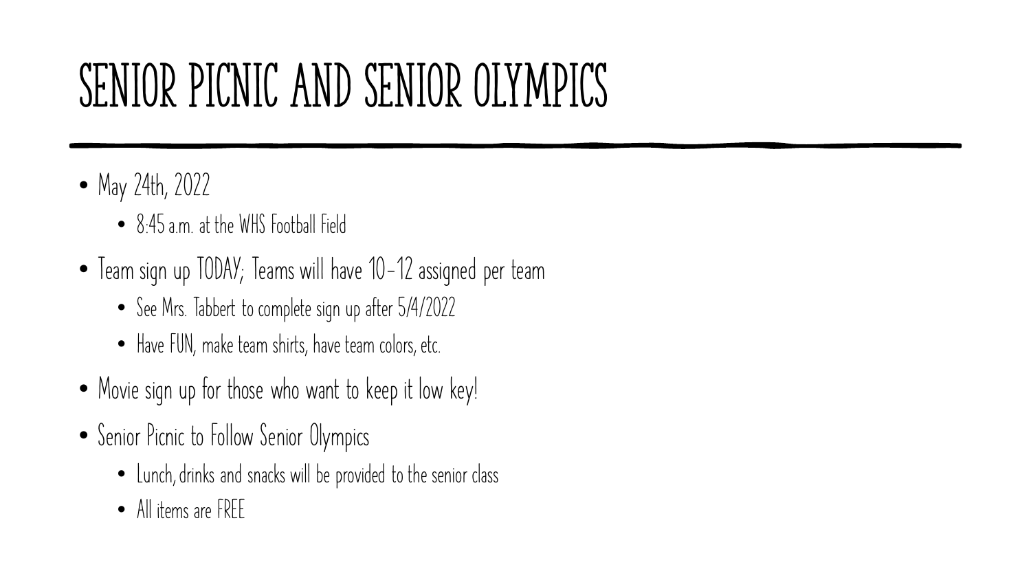# SENIOR PICNIC AND SENIOR OLYMPICS

- May 24th, 2022
  - 8:45 a.m. at the WHS Football Field
- Team sign up TODAY; Teams will have 10-12 assigned per team
  - See Mrs. Tabbert to complete sign up after 5/4/2022
  - Have FUN, make team shirts, have team colors, etc.
- Movie sign up for those who want to keep it low key!
- Senior Picnic to Follow Senior Olympics
  - Lunch, drinks and snacks will be provided to the senior class
  - All items are FREE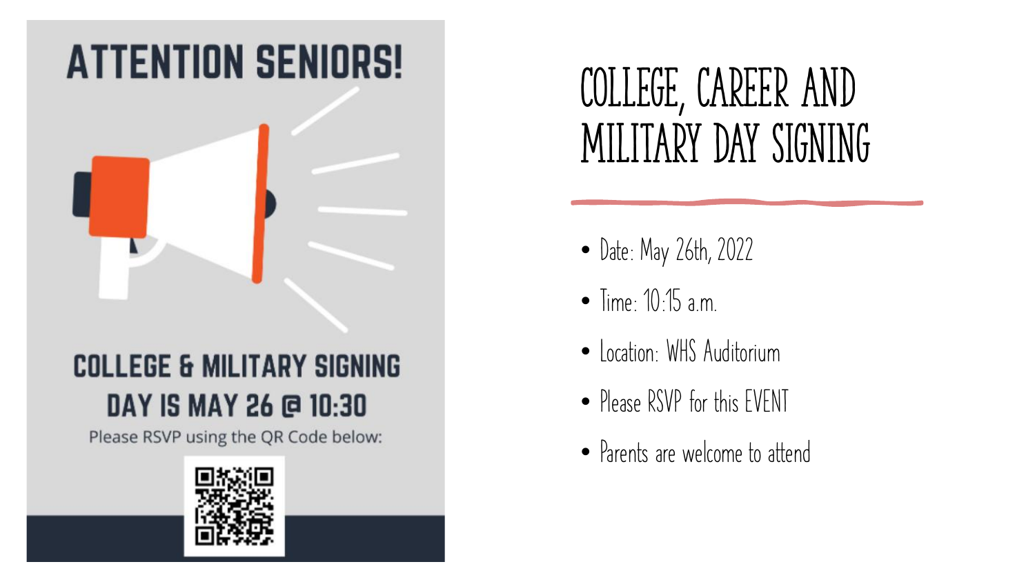# ATTENTION SENIORS!

**COLLEGE & MILITARY SIGNING DAY IS MAY 26 @ 10:30**

Please RSVP using the QR Code below:

# COLLEGE, CAREER AND MILITARY DAY SIGNING

- Date: May 26th, 2022
- Time: 10:15 a.m.
- Location: WHS Auditorium
- Please RSVP for this EVENT
- Parents are welcome to attend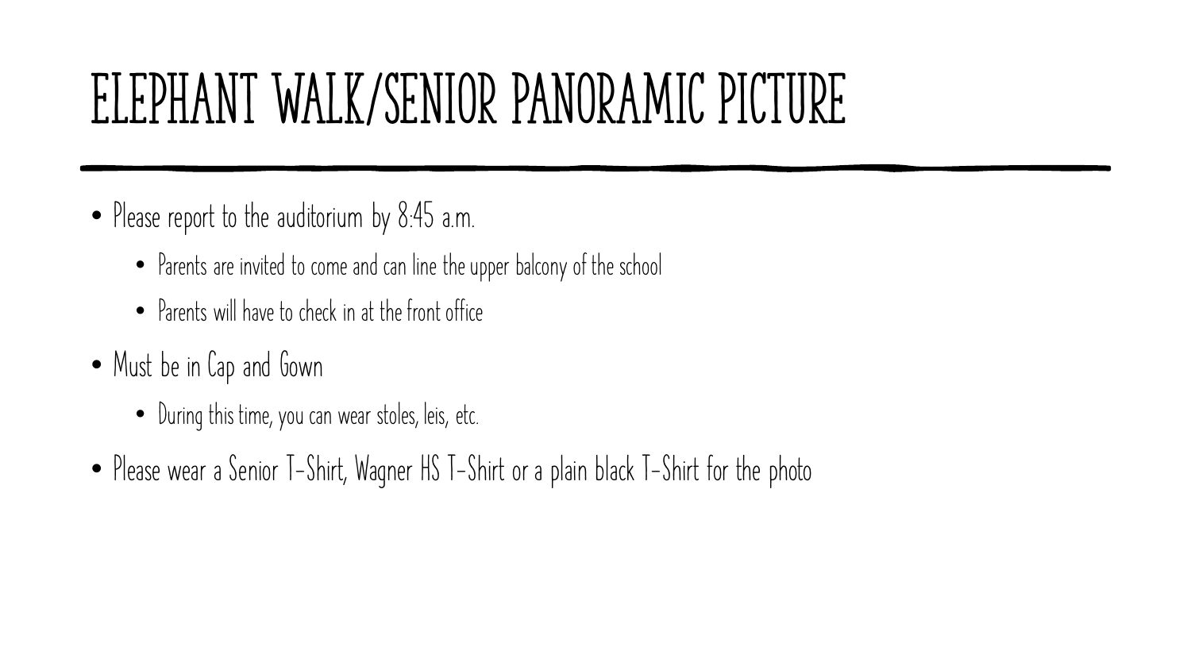# ELEPHANT WALK/SENIOR PANORAMIC PICTURE

- Please report to the auditorium by 8:45 a.m.
  - Parents are invited to come and can line the upper balcony of the school
  - Parents will have to check in at the front office
- Must be in Cap and Gown
  - During this time, you can wear stoles, leis, etc.
- Please wear a Senior T-Shirt, Wagner HS T-Shirt or a plain black T-Shirt for the photo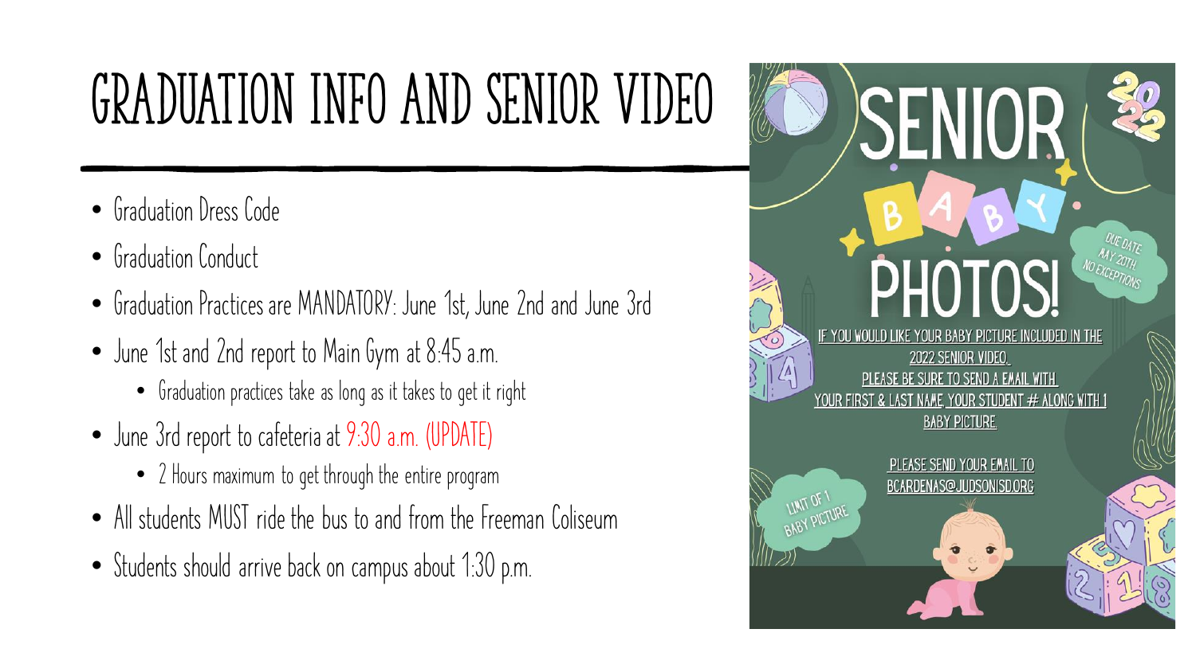# GRADUATION INFO AND SENIOR VIDEO

- Graduation Dress Code
- Graduation Conduct
- Graduation Practices are MANDATORY: June 1st, June 2nd and June 3rd
- June 1st and 2nd report to Main Gym at 8:45 a.m.
  - Graduation practices take as long as it takes to get it right
- June 3rd report to cafeteria at 9:30 a.m. (UPDATE)
  - 2 Hours maximum to get through the entire program
- All students MUST ride the bus to and from the Freeman Coliseum
- Students should arrive back on campus about 1:30 p.m.

## SENIOR BABY PHOTOS!

2022

DUE DATE MAY 20TH NO EXCEPTIONS

IF YOU WOULD LIKE YOUR BABY PICTURE INCLUDED IN THE 2022 SENIOR VIDEO, PLEASE BE SURE TO SEND A EMAIL WITH YOUR FIRST & LAST NAME, YOUR STUDENT # ALONG WITH 1 BABY PICTURE.

PLEASE SEND YOUR EMAIL TO BCARDENAS@JUDSONISD.ORG

LIMIT OF 1 BABY PICTURE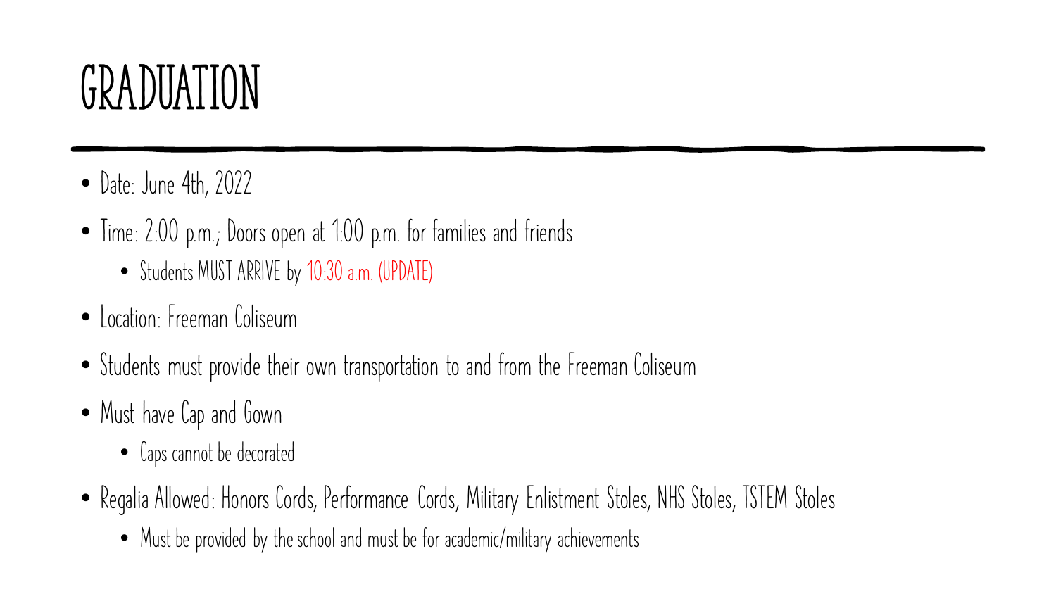# GRADUATION

- Date: June 4th, 2022
- Time: 2:00 p.m.; Doors open at 1:00 p.m. for families and friends
  - Students MUST ARRIVE by 10:30 a.m. (UPDATE)
- Location: Freeman Coliseum
- Students must provide their own transportation to and from the Freeman Coliseum
- Must have Cap and Gown
  - Caps cannot be decorated
- Regalia Allowed: Honors Cords, Performance Cords, Military Enlistment Stoles, NHS Stoles, TSTEM Stoles
  - Must be provided by the school and must be for academic/military achievements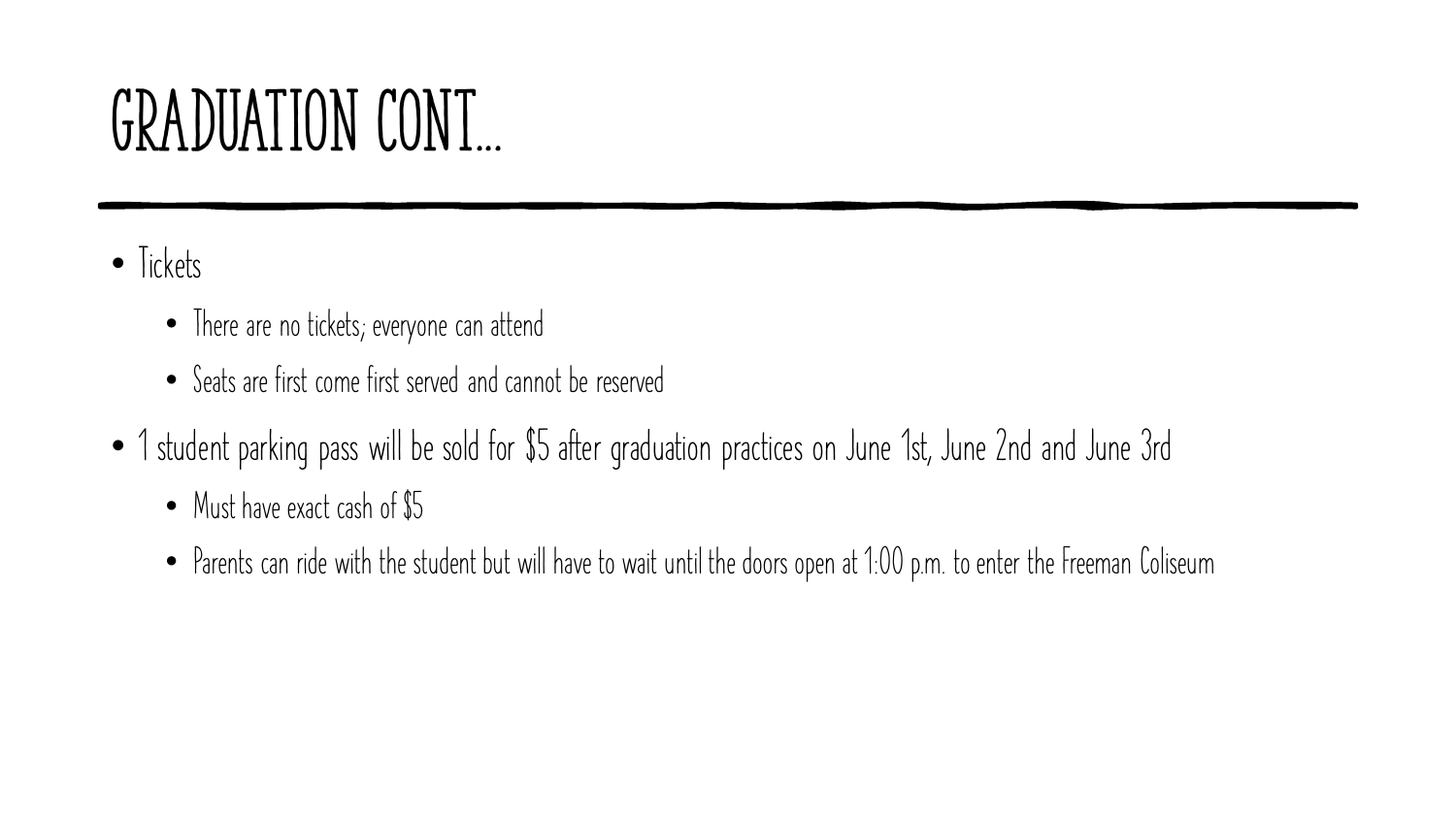# GRADUATION CONT…

- Tickets
  - There are no tickets; everyone can attend
  - Seats are first come first served and cannot be reserved
- 1 student parking pass will be sold for $5 after graduation practices on June 1st, June 2nd and June 3rd
  - Must have exact cash of $5
  - Parents can ride with the student but will have to wait until the doors open at 1:00 p.m. to enter the Freeman Coliseum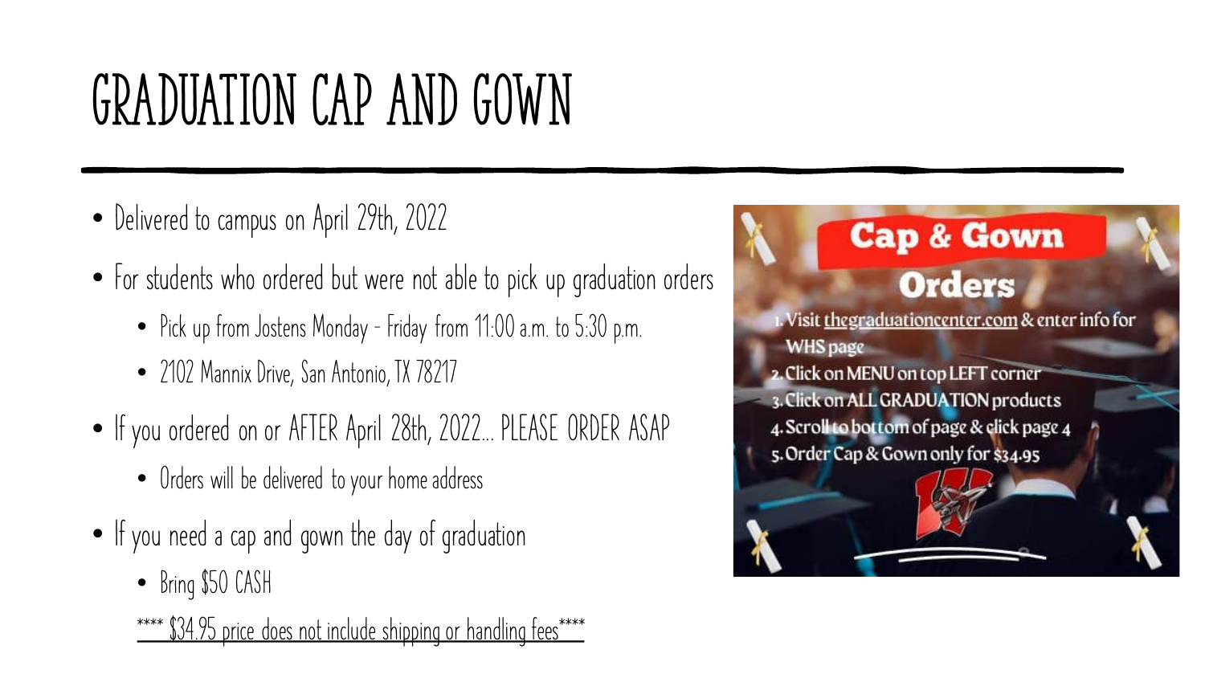# GRADUATION CAP AND GOWN

- Delivered to campus on April 29th, 2022
- For students who ordered but were not able to pick up graduation orders
  - Pick up from Jostens Monday - Friday from 11:00 a.m. to 5:30 p.m.
  - 2102 Mannix Drive, San Antonio, TX 78217
- If you ordered on or AFTER April 28th, 2022… PLEASE ORDER ASAP
  - Orders will be delivered to your home address
- If you need a cap and gown the day of graduation
  - Bring $50 CASH

**** $34.95 price does not include shipping or handling fees****

**Cap & Gown**

**Orders**

1. Visit thegraduationcenter.com & enter info for WHS page
2. Click on MENU on top LEFT corner
3. Click on ALL GRADUATION products
4. Scroll to bottom of page & click page 4
5. Order Cap & Gown only for $34.95